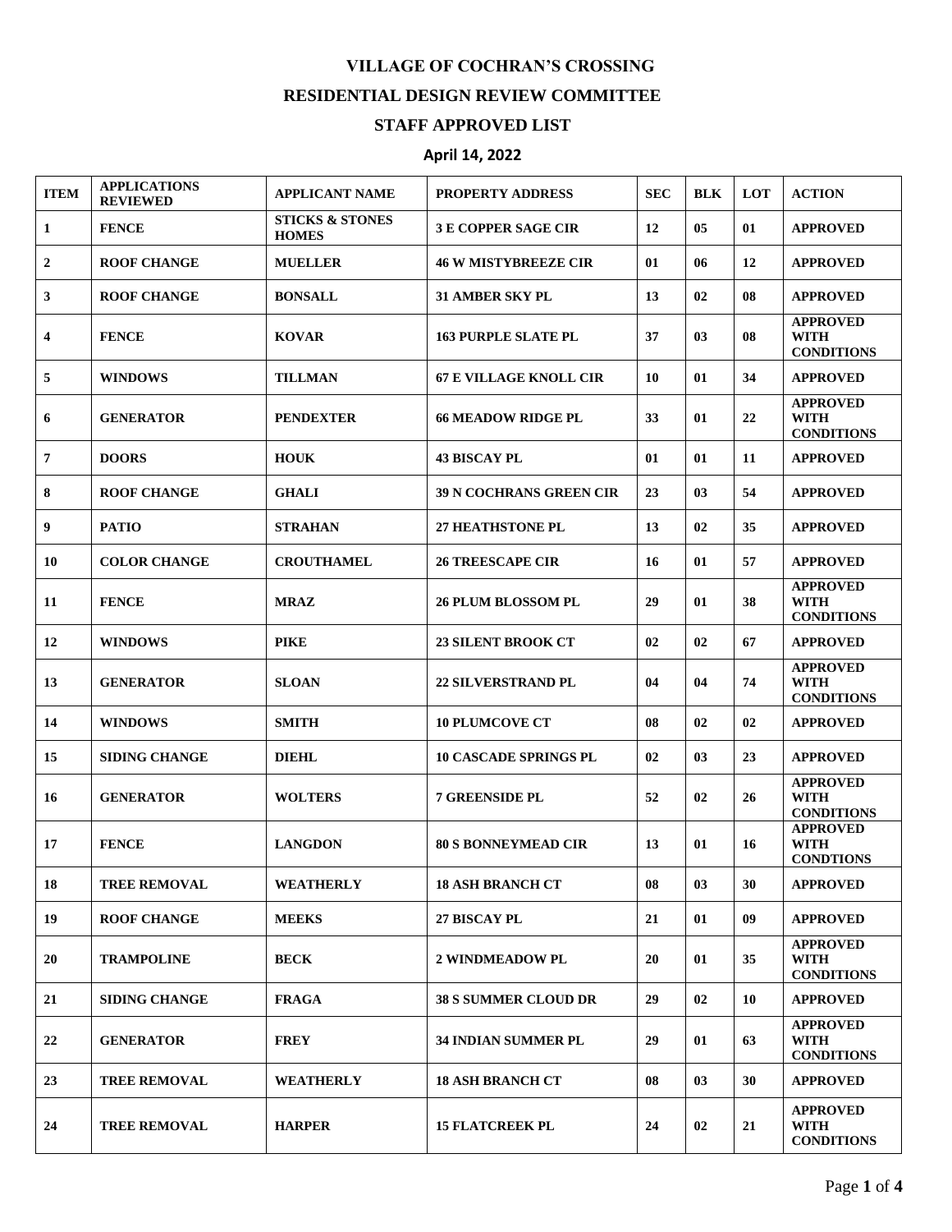# VILLAGE OF COCHRAN'S CROSSING

## RESIDENTIAL DESIGN REVIEW COMMITTEE

## STAFF APPROVED LIST

### April 14, 2022

| ITEM | APPLICATIONS REVIEWED | APPLICANT NAME | PROPERTY ADDRESS | SEC | BLK | LOT | ACTION |
|---|---|---|---|---|---|---|---|
| 1 | FENCE | STICKS & STONES HOMES | 3 E COPPER SAGE CIR | 12 | 05 | 01 | APPROVED |
| 2 | ROOF CHANGE | MUELLER | 46 W MISTYBREEZE CIR | 01 | 06 | 12 | APPROVED |
| 3 | ROOF CHANGE | BONSALL | 31 AMBER SKY PL | 13 | 02 | 08 | APPROVED |
| 4 | FENCE | KOVAR | 163 PURPLE SLATE PL | 37 | 03 | 08 | APPROVED WITH CONDITIONS |
| 5 | WINDOWS | TILLMAN | 67 E VILLAGE KNOLL CIR | 10 | 01 | 34 | APPROVED |
| 6 | GENERATOR | PENDEXTER | 66 MEADOW RIDGE PL | 33 | 01 | 22 | APPROVED WITH CONDITIONS |
| 7 | DOORS | HOUK | 43 BISCAY PL | 01 | 01 | 11 | APPROVED |
| 8 | ROOF CHANGE | GHALI | 39 N COCHRANS GREEN CIR | 23 | 03 | 54 | APPROVED |
| 9 | PATIO | STRAHAN | 27 HEATHSTONE PL | 13 | 02 | 35 | APPROVED |
| 10 | COLOR CHANGE | CROUTHAMEL | 26 TREESCAPE CIR | 16 | 01 | 57 | APPROVED |
| 11 | FENCE | MRAZ | 26 PLUM BLOSSOM PL | 29 | 01 | 38 | APPROVED WITH CONDITIONS |
| 12 | WINDOWS | PIKE | 23 SILENT BROOK CT | 02 | 02 | 67 | APPROVED |
| 13 | GENERATOR | SLOAN | 22 SILVERSTRAND PL | 04 | 04 | 74 | APPROVED WITH CONDITIONS |
| 14 | WINDOWS | SMITH | 10 PLUMCOVE CT | 08 | 02 | 02 | APPROVED |
| 15 | SIDING CHANGE | DIEHL | 10 CASCADE SPRINGS PL | 02 | 03 | 23 | APPROVED |
| 16 | GENERATOR | WOLTERS | 7 GREENSIDE PL | 52 | 02 | 26 | APPROVED WITH CONDITIONS |
| 17 | FENCE | LANGDON | 80 S BONNEYMEAD CIR | 13 | 01 | 16 | APPROVED WITH CONDTIONS |
| 18 | TREE REMOVAL | WEATHERLY | 18 ASH BRANCH CT | 08 | 03 | 30 | APPROVED |
| 19 | ROOF CHANGE | MEEKS | 27 BISCAY PL | 21 | 01 | 09 | APPROVED |
| 20 | TRAMPOLINE | BECK | 2 WINDMEADOW PL | 20 | 01 | 35 | APPROVED WITH CONDITIONS |
| 21 | SIDING CHANGE | FRAGA | 38 S SUMMER CLOUD DR | 29 | 02 | 10 | APPROVED |
| 22 | GENERATOR | FREY | 34 INDIAN SUMMER PL | 29 | 01 | 63 | APPROVED WITH CONDITIONS |
| 23 | TREE REMOVAL | WEATHERLY | 18 ASH BRANCH CT | 08 | 03 | 30 | APPROVED |
| 24 | TREE REMOVAL | HARPER | 15 FLATCREEK PL | 24 | 02 | 21 | APPROVED WITH CONDITIONS |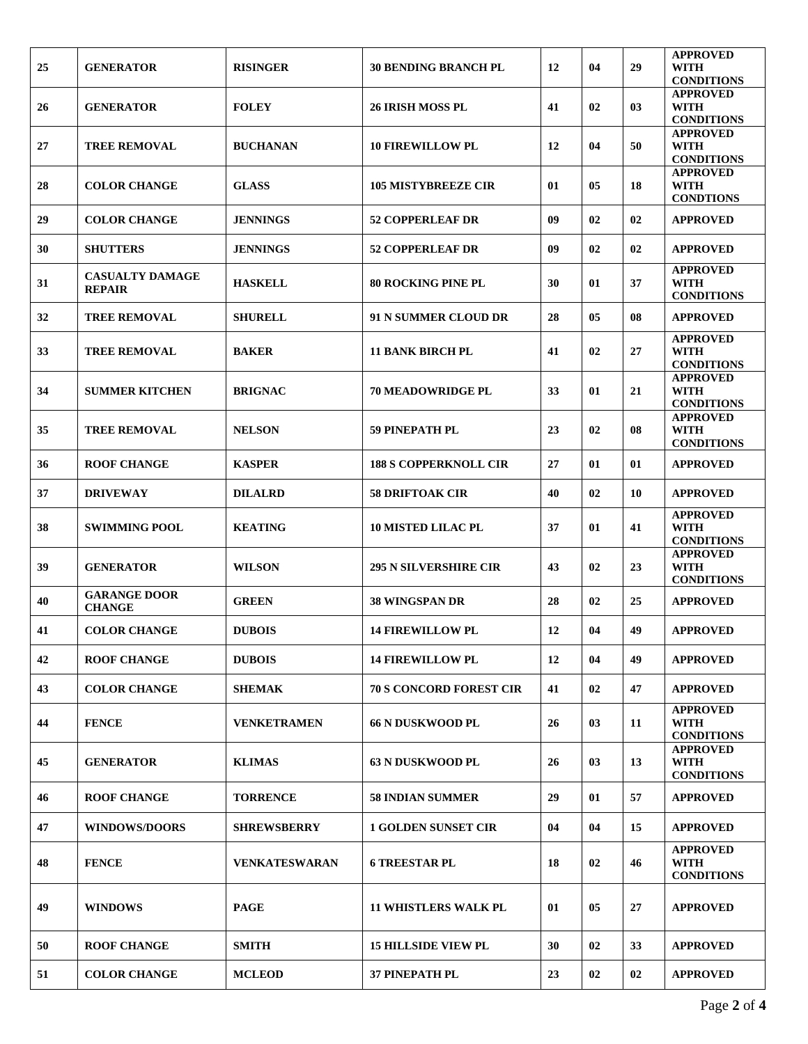| 25 | GENERATOR | RISINGER | 30 BENDING BRANCH PL | 12 | 04 | 29 | APPROVED WITH CONDITIONS |
|---|---|---|---|---|---|---|---|
| 26 | GENERATOR | FOLEY | 26 IRISH MOSS PL | 41 | 02 | 03 | APPROVED WITH CONDITIONS |
| 27 | TREE REMOVAL | BUCHANAN | 10 FIREWILLOW PL | 12 | 04 | 50 | APPROVED WITH CONDITIONS |
| 28 | COLOR CHANGE | GLASS | 105 MISTYBREEZE CIR | 01 | 05 | 18 | APPROVED WITH CONDTIONS |
| 29 | COLOR CHANGE | JENNINGS | 52 COPPERLEAF DR | 09 | 02 | 02 | APPROVED |
| 30 | SHUTTERS | JENNINGS | 52 COPPERLEAF DR | 09 | 02 | 02 | APPROVED |
| 31 | CASUALTY DAMAGE REPAIR | HASKELL | 80 ROCKING PINE PL | 30 | 01 | 37 | APPROVED WITH CONDITIONS |
| 32 | TREE REMOVAL | SHURELL | 91 N SUMMER CLOUD DR | 28 | 05 | 08 | APPROVED |
| 33 | TREE REMOVAL | BAKER | 11 BANK BIRCH PL | 41 | 02 | 27 | APPROVED WITH CONDITIONS |
| 34 | SUMMER KITCHEN | BRIGNAC | 70 MEADOWRIDGE PL | 33 | 01 | 21 | APPROVED WITH CONDITIONS |
| 35 | TREE REMOVAL | NELSON | 59 PINEPATH PL | 23 | 02 | 08 | APPROVED WITH CONDITIONS |
| 36 | ROOF CHANGE | KASPER | 188 S COPPERKNOLL CIR | 27 | 01 | 01 | APPROVED |
| 37 | DRIVEWAY | DILALRD | 58 DRIFTOAK CIR | 40 | 02 | 10 | APPROVED |
| 38 | SWIMMING POOL | KEATING | 10 MISTED LILAC PL | 37 | 01 | 41 | APPROVED WITH CONDITIONS |
| 39 | GENERATOR | WILSON | 295 N SILVERSHIRE CIR | 43 | 02 | 23 | APPROVED WITH CONDITIONS |
| 40 | GARANGE DOOR CHANGE | GREEN | 38 WINGSPAN DR | 28 | 02 | 25 | APPROVED |
| 41 | COLOR CHANGE | DUBOIS | 14 FIREWILLOW PL | 12 | 04 | 49 | APPROVED |
| 42 | ROOF CHANGE | DUBOIS | 14 FIREWILLOW PL | 12 | 04 | 49 | APPROVED |
| 43 | COLOR CHANGE | SHEMAK | 70 S CONCORD FOREST CIR | 41 | 02 | 47 | APPROVED |
| 44 | FENCE | VENKETRAMEN | 66 N DUSKWOOD PL | 26 | 03 | 11 | APPROVED WITH CONDITIONS |
| 45 | GENERATOR | KLIMAS | 63 N DUSKWOOD PL | 26 | 03 | 13 | APPROVED WITH CONDITIONS |
| 46 | ROOF CHANGE | TORRENCE | 58 INDIAN SUMMER | 29 | 01 | 57 | APPROVED |
| 47 | WINDOWS/DOORS | SHREWSBERRY | 1 GOLDEN SUNSET CIR | 04 | 04 | 15 | APPROVED |
| 48 | FENCE | VENKATESWARAN | 6 TREESTAR PL | 18 | 02 | 46 | APPROVED WITH CONDITIONS |
| 49 | WINDOWS | PAGE | 11 WHISTLERS WALK PL | 01 | 05 | 27 | APPROVED |
| 50 | ROOF CHANGE | SMITH | 15 HILLSIDE VIEW PL | 30 | 02 | 33 | APPROVED |
| 51 | COLOR CHANGE | MCLEOD | 37 PINEPATH PL | 23 | 02 | 02 | APPROVED |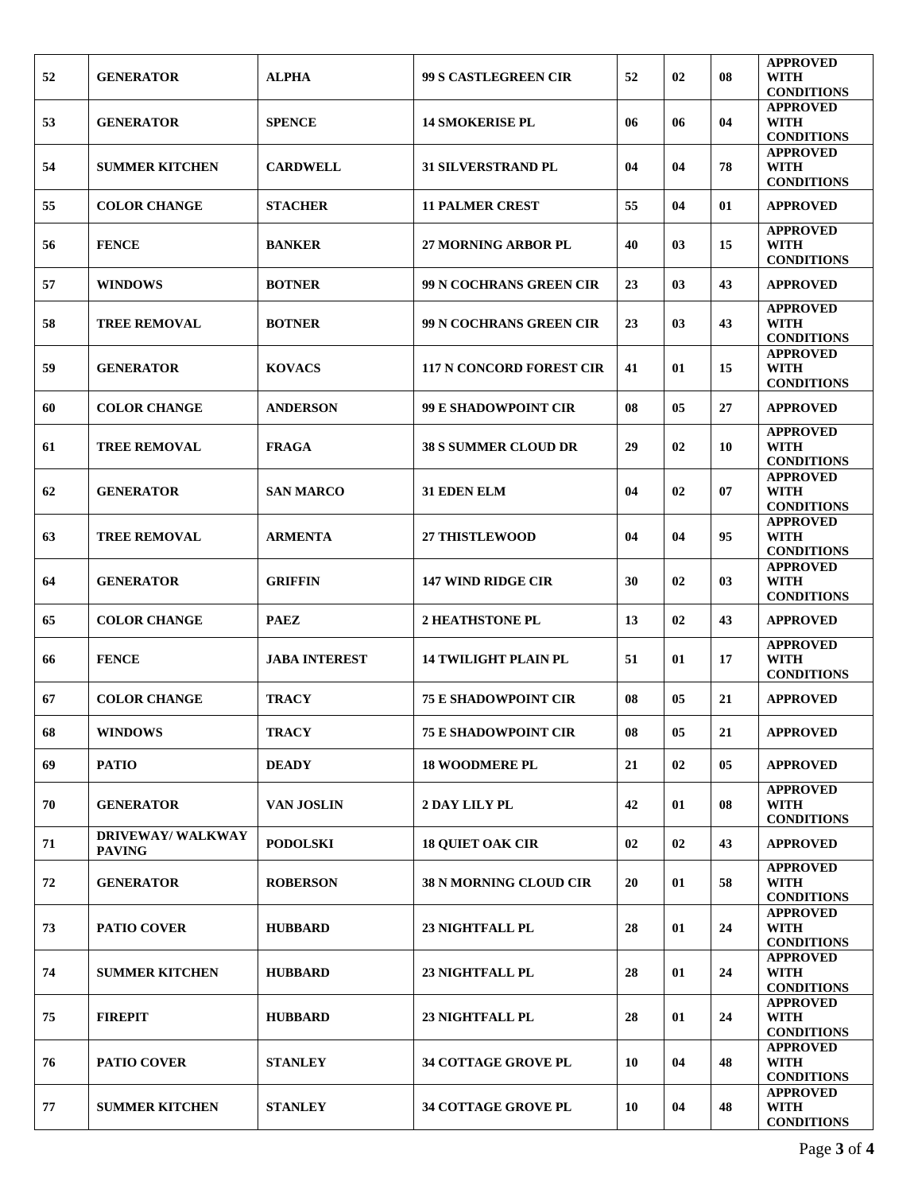| | | | | | | | |
|---|---|---|---|---|---|---|---|
| 52 | GENERATOR | ALPHA | 99 S CASTLEGREEN CIR | 52 | 02 | 08 | APPROVED WITH CONDITIONS |
| 53 | GENERATOR | SPENCE | 14 SMOKERISE PL | 06 | 06 | 04 | APPROVED WITH CONDITIONS |
| 54 | SUMMER KITCHEN | CARDWELL | 31 SILVERSTRAND PL | 04 | 04 | 78 | APPROVED WITH CONDITIONS |
| 55 | COLOR CHANGE | STACHER | 11 PALMER CREST | 55 | 04 | 01 | APPROVED |
| 56 | FENCE | BANKER | 27 MORNING ARBOR PL | 40 | 03 | 15 | APPROVED WITH CONDITIONS |
| 57 | WINDOWS | BOTNER | 99 N COCHRANS GREEN CIR | 23 | 03 | 43 | APPROVED |
| 58 | TREE REMOVAL | BOTNER | 99 N COCHRANS GREEN CIR | 23 | 03 | 43 | APPROVED WITH CONDITIONS |
| 59 | GENERATOR | KOVACS | 117 N CONCORD FOREST CIR | 41 | 01 | 15 | APPROVED WITH CONDITIONS |
| 60 | COLOR CHANGE | ANDERSON | 99 E SHADOWPOINT CIR | 08 | 05 | 27 | APPROVED |
| 61 | TREE REMOVAL | FRAGA | 38 S SUMMER CLOUD DR | 29 | 02 | 10 | APPROVED WITH CONDITIONS |
| 62 | GENERATOR | SAN MARCO | 31 EDEN ELM | 04 | 02 | 07 | APPROVED WITH CONDITIONS |
| 63 | TREE REMOVAL | ARMENTA | 27 THISTLEWOOD | 04 | 04 | 95 | APPROVED WITH CONDITIONS |
| 64 | GENERATOR | GRIFFIN | 147 WIND RIDGE CIR | 30 | 02 | 03 | APPROVED WITH CONDITIONS |
| 65 | COLOR CHANGE | PAEZ | 2 HEATHSTONE PL | 13 | 02 | 43 | APPROVED |
| 66 | FENCE | JABA INTEREST | 14 TWILIGHT PLAIN PL | 51 | 01 | 17 | APPROVED WITH CONDITIONS |
| 67 | COLOR CHANGE | TRACY | 75 E SHADOWPOINT CIR | 08 | 05 | 21 | APPROVED |
| 68 | WINDOWS | TRACY | 75 E SHADOWPOINT CIR | 08 | 05 | 21 | APPROVED |
| 69 | PATIO | DEADY | 18 WOODMERE PL | 21 | 02 | 05 | APPROVED |
| 70 | GENERATOR | VAN JOSLIN | 2 DAY LILY PL | 42 | 01 | 08 | APPROVED WITH CONDITIONS |
| 71 | DRIVEWAY/ WALKWAY PAVING | PODOLSKI | 18 QUIET OAK CIR | 02 | 02 | 43 | APPROVED |
| 72 | GENERATOR | ROBERSON | 38 N MORNING CLOUD CIR | 20 | 01 | 58 | APPROVED WITH CONDITIONS |
| 73 | PATIO COVER | HUBBARD | 23 NIGHTFALL PL | 28 | 01 | 24 | APPROVED WITH CONDITIONS |
| 74 | SUMMER KITCHEN | HUBBARD | 23 NIGHTFALL PL | 28 | 01 | 24 | APPROVED WITH CONDITIONS |
| 75 | FIREPIT | HUBBARD | 23 NIGHTFALL PL | 28 | 01 | 24 | APPROVED WITH CONDITIONS |
| 76 | PATIO COVER | STANLEY | 34 COTTAGE GROVE PL | 10 | 04 | 48 | APPROVED WITH CONDITIONS |
| 77 | SUMMER KITCHEN | STANLEY | 34 COTTAGE GROVE PL | 10 | 04 | 48 | APPROVED WITH CONDITIONS |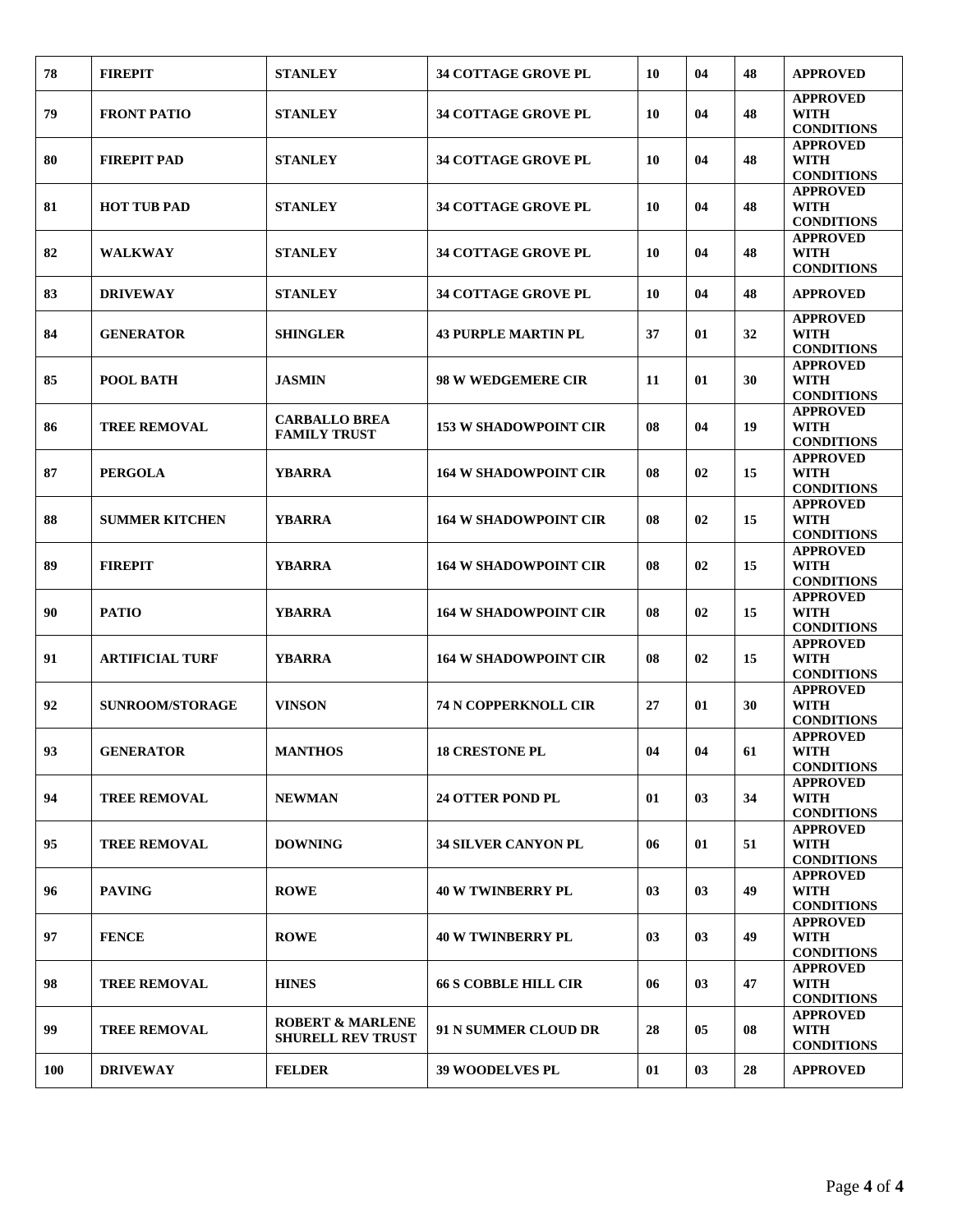| | | | | | | | |
|---|---|---|---|---|---|---|---|
| 78 | FIREPIT | STANLEY | 34 COTTAGE GROVE PL | 10 | 04 | 48 | APPROVED |
| 79 | FRONT PATIO | STANLEY | 34 COTTAGE GROVE PL | 10 | 04 | 48 | APPROVED WITH CONDITIONS |
| 80 | FIREPIT PAD | STANLEY | 34 COTTAGE GROVE PL | 10 | 04 | 48 | APPROVED WITH CONDITIONS |
| 81 | HOT TUB PAD | STANLEY | 34 COTTAGE GROVE PL | 10 | 04 | 48 | APPROVED WITH CONDITIONS |
| 82 | WALKWAY | STANLEY | 34 COTTAGE GROVE PL | 10 | 04 | 48 | APPROVED WITH CONDITIONS |
| 83 | DRIVEWAY | STANLEY | 34 COTTAGE GROVE PL | 10 | 04 | 48 | APPROVED |
| 84 | GENERATOR | SHINGLER | 43 PURPLE MARTIN PL | 37 | 01 | 32 | APPROVED WITH CONDITIONS |
| 85 | POOL BATH | JASMIN | 98 W WEDGEMERE CIR | 11 | 01 | 30 | APPROVED WITH CONDITIONS |
| 86 | TREE REMOVAL | CARBALLO BREA FAMILY TRUST | 153 W SHADOWPOINT CIR | 08 | 04 | 19 | APPROVED WITH CONDITIONS |
| 87 | PERGOLA | YBARRA | 164 W SHADOWPOINT CIR | 08 | 02 | 15 | APPROVED WITH CONDITIONS |
| 88 | SUMMER KITCHEN | YBARRA | 164 W SHADOWPOINT CIR | 08 | 02 | 15 | APPROVED WITH CONDITIONS |
| 89 | FIREPIT | YBARRA | 164 W SHADOWPOINT CIR | 08 | 02 | 15 | APPROVED WITH CONDITIONS |
| 90 | PATIO | YBARRA | 164 W SHADOWPOINT CIR | 08 | 02 | 15 | APPROVED WITH CONDITIONS |
| 91 | ARTIFICIAL TURF | YBARRA | 164 W SHADOWPOINT CIR | 08 | 02 | 15 | APPROVED WITH CONDITIONS |
| 92 | SUNROOM/STORAGE | VINSON | 74 N COPPERKNOLL CIR | 27 | 01 | 30 | APPROVED WITH CONDITIONS |
| 93 | GENERATOR | MANTHOS | 18 CRESTONE PL | 04 | 04 | 61 | APPROVED WITH CONDITIONS |
| 94 | TREE REMOVAL | NEWMAN | 24 OTTER POND PL | 01 | 03 | 34 | APPROVED WITH CONDITIONS |
| 95 | TREE REMOVAL | DOWNING | 34 SILVER CANYON PL | 06 | 01 | 51 | APPROVED WITH CONDITIONS |
| 96 | PAVING | ROWE | 40 W TWINBERRY PL | 03 | 03 | 49 | APPROVED WITH CONDITIONS |
| 97 | FENCE | ROWE | 40 W TWINBERRY PL | 03 | 03 | 49 | APPROVED WITH CONDITIONS |
| 98 | TREE REMOVAL | HINES | 66 S COBBLE HILL CIR | 06 | 03 | 47 | APPROVED WITH CONDITIONS |
| 99 | TREE REMOVAL | ROBERT & MARLENE SHURELL REV TRUST | 91 N SUMMER CLOUD DR | 28 | 05 | 08 | APPROVED WITH CONDITIONS |
| 100 | DRIVEWAY | FELDER | 39 WOODELVES PL | 01 | 03 | 28 | APPROVED |